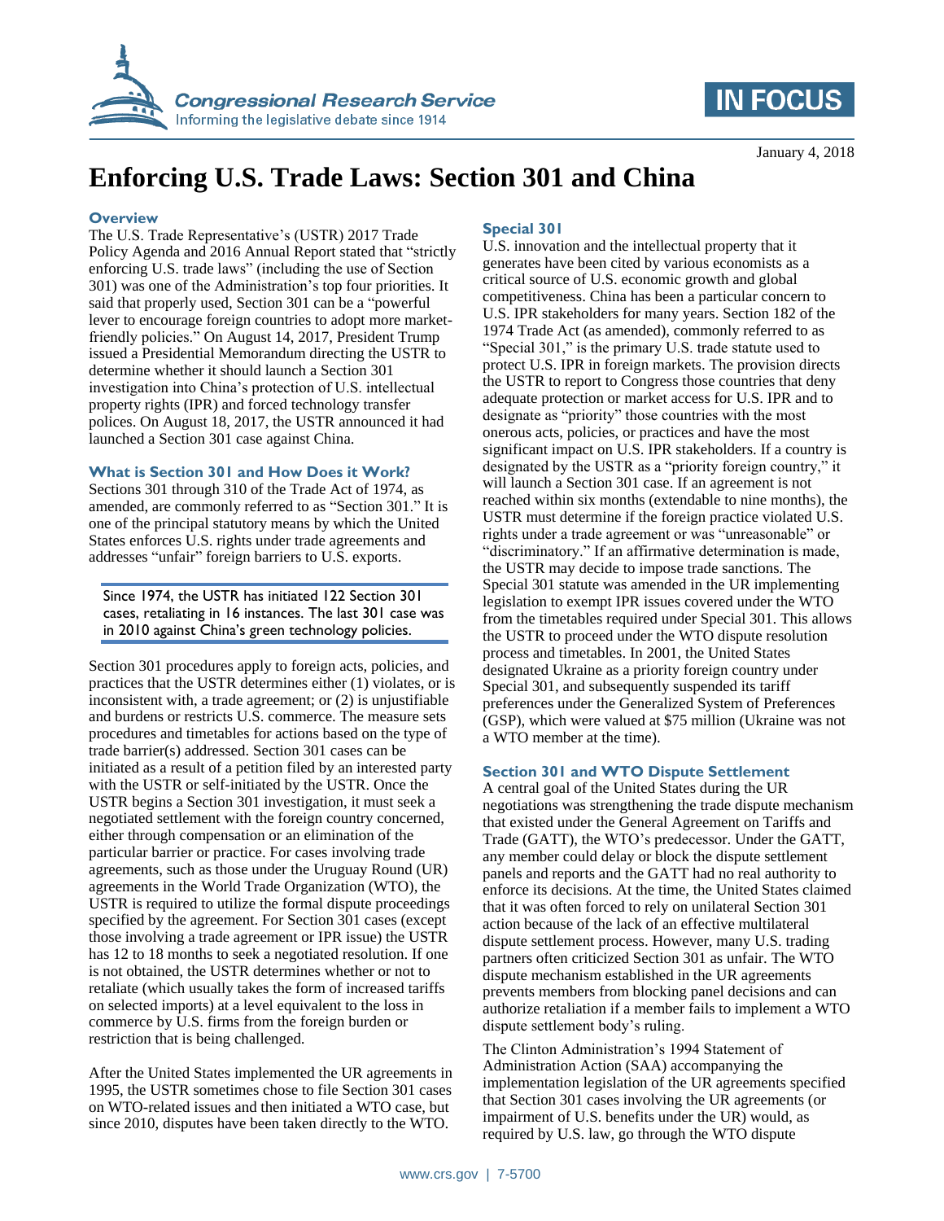# Enforcing U.S. Trade Laws: Section 301 and China

January 4, 2018

## Overview

The U.S. Trade Representative's (USTR) 2017 Trade Policy Agenda and 2016 Annual Report stated that "strictly enforcing U.S. trade laws" (including the use of Section 301) was one of the Administration's top four priorities. It said that properly used, Section 301 can be a "powerful lever to encourage foreign countries to adopt more market-friendly policies." On August 14, 2017, President Trump issued a Presidential Memorandum directing the USTR to determine whether it should launch a Section 301 investigation into China's protection of U.S. intellectual property rights (IPR) and forced technology transfer polices. On August 18, 2017, the USTR announced it had launched a Section 301 case against China.

## What is Section 301 and How Does it Work?

Sections 301 through 310 of the Trade Act of 1974, as amended, are commonly referred to as "Section 301." It is one of the principal statutory means by which the United States enforces U.S. rights under trade agreements and addresses "unfair" foreign barriers to U.S. exports.

> Since 1974, the USTR has initiated 122 Section 301 cases, retaliating in 16 instances. The last 301 case was in 2010 against China's green technology policies.

Section 301 procedures apply to foreign acts, policies, and practices that the USTR determines either (1) violates, or is inconsistent with, a trade agreement; or (2) is unjustifiable and burdens or restricts U.S. commerce. The measure sets procedures and timetables for actions based on the type of trade barrier(s) addressed. Section 301 cases can be initiated as a result of a petition filed by an interested party with the USTR or self-initiated by the USTR. Once the USTR begins a Section 301 investigation, it must seek a negotiated settlement with the foreign country concerned, either through compensation or an elimination of the particular barrier or practice. For cases involving trade agreements, such as those under the Uruguay Round (UR) agreements in the World Trade Organization (WTO), the USTR is required to utilize the formal dispute proceedings specified by the agreement. For Section 301 cases (except those involving a trade agreement or IPR issue) the USTR has 12 to 18 months to seek a negotiated resolution. If one is not obtained, the USTR determines whether or not to retaliate (which usually takes the form of increased tariffs on selected imports) at a level equivalent to the loss in commerce by U.S. firms from the foreign burden or restriction that is being challenged.

After the United States implemented the UR agreements in 1995, the USTR sometimes chose to file Section 301 cases on WTO-related issues and then initiated a WTO case, but since 2010, disputes have been taken directly to the WTO.

## Special 301

U.S. innovation and the intellectual property that it generates have been cited by various economists as a critical source of U.S. economic growth and global competitiveness. China has been a particular concern to U.S. IPR stakeholders for many years. Section 182 of the 1974 Trade Act (as amended), commonly referred to as "Special 301," is the primary U.S. trade statute used to protect U.S. IPR in foreign markets. The provision directs the USTR to report to Congress those countries that deny adequate protection or market access for U.S. IPR and to designate as "priority" those countries with the most onerous acts, policies, or practices and have the most significant impact on U.S. IPR stakeholders. If a country is designated by the USTR as a "priority foreign country," it will launch a Section 301 case. If an agreement is not reached within six months (extendable to nine months), the USTR must determine if the foreign practice violated U.S. rights under a trade agreement or was "unreasonable" or "discriminatory." If an affirmative determination is made, the USTR may decide to impose trade sanctions. The Special 301 statute was amended in the UR implementing legislation to exempt IPR issues covered under the WTO from the timetables required under Special 301. This allows the USTR to proceed under the WTO dispute resolution process and timetables. In 2001, the United States designated Ukraine as a priority foreign country under Special 301, and subsequently suspended its tariff preferences under the Generalized System of Preferences (GSP), which were valued at $75 million (Ukraine was not a WTO member at the time).

## Section 301 and WTO Dispute Settlement

A central goal of the United States during the UR negotiations was strengthening the trade dispute mechanism that existed under the General Agreement on Tariffs and Trade (GATT), the WTO's predecessor. Under the GATT, any member could delay or block the dispute settlement panels and reports and the GATT had no real authority to enforce its decisions. At the time, the United States claimed that it was often forced to rely on unilateral Section 301 action because of the lack of an effective multilateral dispute settlement process. However, many U.S. trading partners often criticized Section 301 as unfair. The WTO dispute mechanism established in the UR agreements prevents members from blocking panel decisions and can authorize retaliation if a member fails to implement a WTO dispute settlement body's ruling.

The Clinton Administration's 1994 Statement of Administration Action (SAA) accompanying the implementation legislation of the UR agreements specified that Section 301 cases involving the UR agreements (or impairment of U.S. benefits under the UR) would, as required by U.S. law, go through the WTO dispute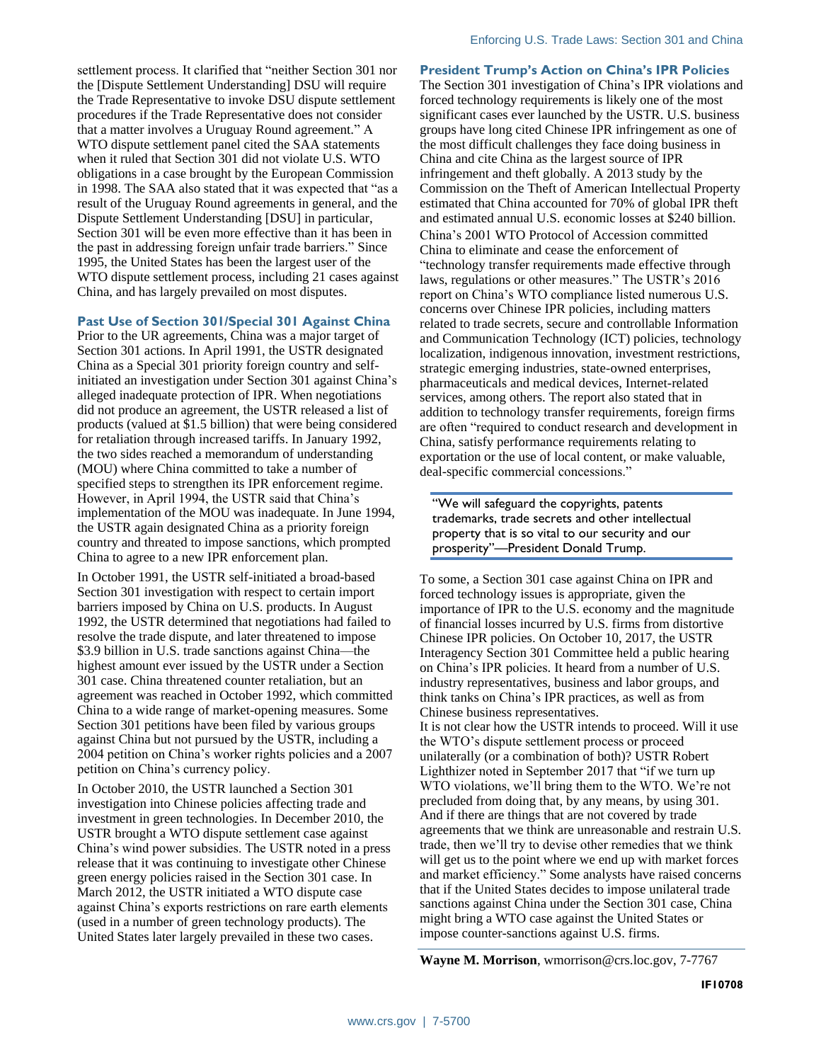settlement process. It clarified that "neither Section 301 nor the [Dispute Settlement Understanding] DSU will require the Trade Representative to invoke DSU dispute settlement procedures if the Trade Representative does not consider that a matter involves a Uruguay Round agreement." A WTO dispute settlement panel cited the SAA statements when it ruled that Section 301 did not violate U.S. WTO obligations in a case brought by the European Commission in 1998. The SAA also stated that it was expected that "as a result of the Uruguay Round agreements in general, and the Dispute Settlement Understanding [DSU] in particular, Section 301 will be even more effective than it has been in the past in addressing foreign unfair trade barriers." Since 1995, the United States has been the largest user of the WTO dispute settlement process, including 21 cases against China, and has largely prevailed on most disputes.

### Past Use of Section 301/Special 301 Against China

Prior to the UR agreements, China was a major target of Section 301 actions. In April 1991, the USTR designated China as a Special 301 priority foreign country and self-initiated an investigation under Section 301 against China's alleged inadequate protection of IPR. When negotiations did not produce an agreement, the USTR released a list of products (valued at $1.5 billion) that were being considered for retaliation through increased tariffs. In January 1992, the two sides reached a memorandum of understanding (MOU) where China committed to take a number of specified steps to strengthen its IPR enforcement regime. However, in April 1994, the USTR said that China's implementation of the MOU was inadequate. In June 1994, the USTR again designated China as a priority foreign country and threatened to impose sanctions, which prompted China to agree to a new IPR enforcement plan.

In October 1991, the USTR self-initiated a broad-based Section 301 investigation with respect to certain import barriers imposed by China on U.S. products. In August 1992, the USTR determined that negotiations had failed to resolve the trade dispute, and later threatened to impose $3.9 billion in U.S. trade sanctions against China—the highest amount ever issued by the USTR under a Section 301 case. China threatened counter retaliation, but an agreement was reached in October 1992, which committed China to a wide range of market-opening measures. Some Section 301 petitions have been filed by various groups against China but not pursued by the USTR, including a 2004 petition on China's worker rights policies and a 2007 petition on China's currency policy.

In October 2010, the USTR launched a Section 301 investigation into Chinese policies affecting trade and investment in green technologies. In December 2010, the USTR brought a WTO dispute settlement case against China's wind power subsidies. The USTR noted in a press release that it was continuing to investigate other Chinese green energy policies raised in the Section 301 case. In March 2012, the USTR initiated a WTO dispute case against China's exports restrictions on rare earth elements (used in a number of green technology products). The United States later largely prevailed in these two cases.

### President Trump's Action on China's IPR Policies

The Section 301 investigation of China's IPR violations and forced technology requirements is likely one of the most significant cases ever launched by the USTR. U.S. business groups have long cited Chinese IPR infringement as one of the most difficult challenges they face doing business in China and cite China as the largest source of IPR infringement and theft globally. A 2013 study by the Commission on the Theft of American Intellectual Property estimated that China accounted for 70% of global IPR theft and estimated annual U.S. economic losses at $240 billion.

China's 2001 WTO Protocol of Accession committed China to eliminate and cease the enforcement of "technology transfer requirements made effective through laws, regulations or other measures." The USTR's 2016 report on China's WTO compliance listed numerous U.S. concerns over Chinese IPR policies, including matters related to trade secrets, secure and controllable Information and Communication Technology (ICT) policies, technology localization, indigenous innovation, investment restrictions, strategic emerging industries, state-owned enterprises, pharmaceuticals and medical devices, Internet-related services, among others. The report also stated that in addition to technology transfer requirements, foreign firms are often "required to conduct research and development in China, satisfy performance requirements relating to exportation or the use of local content, or make valuable, deal-specific commercial concessions."

> "We will safeguard the copyrights, patents trademarks, trade secrets and other intellectual property that is so vital to our security and our prosperity"—President Donald Trump.

To some, a Section 301 case against China on IPR and forced technology issues is appropriate, given the importance of IPR to the U.S. economy and the magnitude of financial losses incurred by U.S. firms from distortive Chinese IPR policies. On October 10, 2017, the USTR Interagency Section 301 Committee held a public hearing on China's IPR policies. It heard from a number of U.S. industry representatives, business and labor groups, and think tanks on China's IPR practices, as well as from Chinese business representatives.

It is not clear how the USTR intends to proceed. Will it use the WTO's dispute settlement process or proceed unilaterally (or a combination of both)? USTR Robert Lighthizer noted in September 2017 that "if we turn up WTO violations, we'll bring them to the WTO. We're not precluded from doing that, by any means, by using 301. And if there are things that are not covered by trade agreements that we think are unreasonable and restrain U.S. trade, then we'll try to devise other remedies that we think will get us to the point where we end up with market forces and market efficiency." Some analysts have raised concerns that if the United States decides to impose unilateral trade sanctions against China under the Section 301 case, China might bring a WTO case against the United States or impose counter-sanctions against U.S. firms.

**Wayne M. Morrison**, wmorrison@crs.loc.gov, 7-7767

IF10708